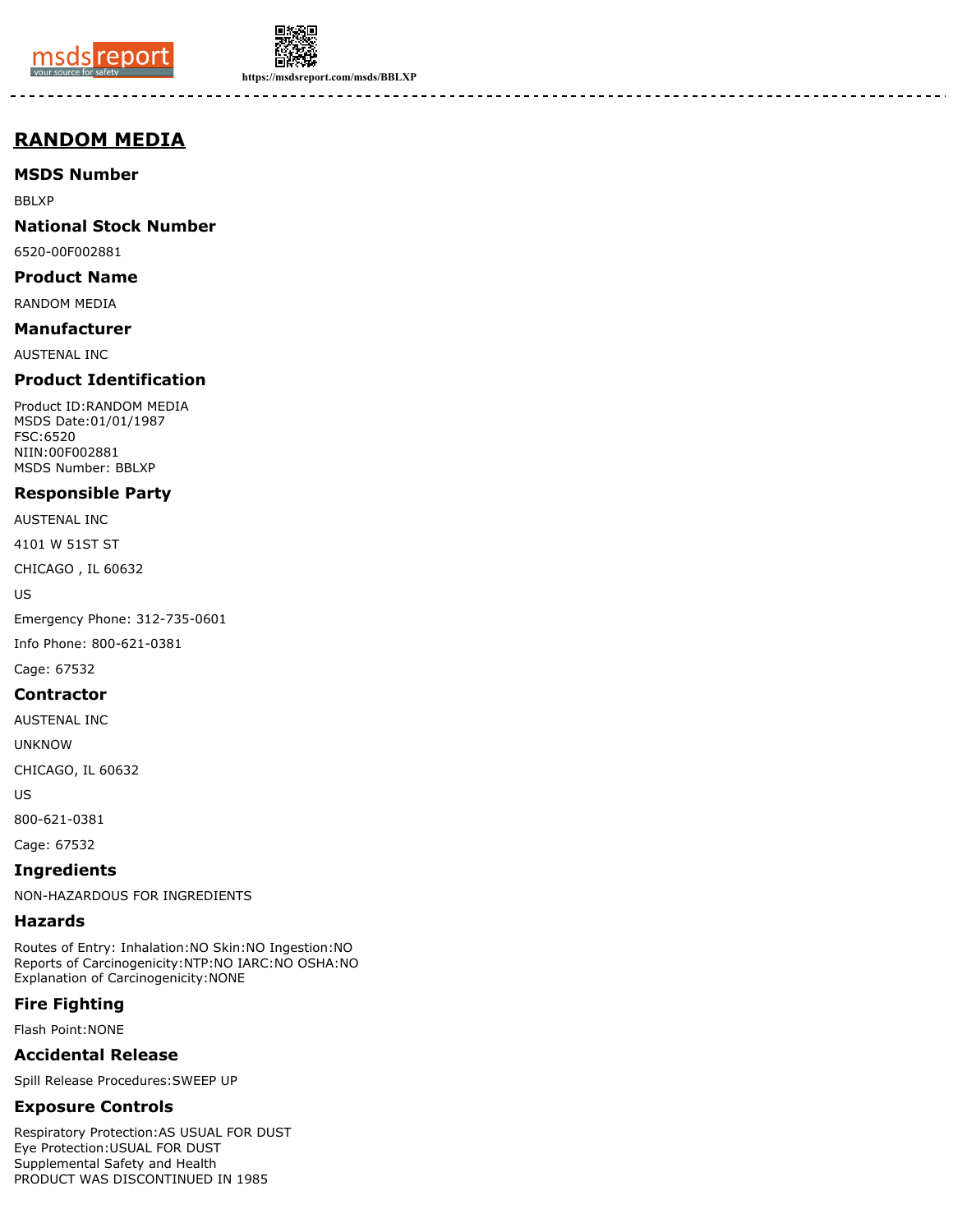# RANDOM MEDIA

## MSDS Number

BBLXP

## National Stock Number

6520-00F002881

## Product Name

RANDOM MEDIA

## Manufacturer

AUSTENAL INC

## Product Identification

Product ID:RANDOM MEDIA
MSDS Date:01/01/1987
FSC:6520
NIIN:00F002881
MSDS Number: BBLXP

## Responsible Party

AUSTENAL INC

4101 W 51ST ST

CHICAGO , IL 60632

US

Emergency Phone: 312-735-0601

Info Phone: 800-621-0381

Cage: 67532

## Contractor

AUSTENAL INC

UNKNOW

CHICAGO, IL 60632

US

800-621-0381

Cage: 67532

## Ingredients

NON-HAZARDOUS FOR INGREDIENTS

## Hazards

Routes of Entry: Inhalation:NO Skin:NO Ingestion:NO
Reports of Carcinogenicity:NTP:NO IARC:NO OSHA:NO
Explanation of Carcinogenicity:NONE

## Fire Fighting

Flash Point:NONE

## Accidental Release

Spill Release Procedures:SWEEP UP

## Exposure Controls

Respiratory Protection:AS USUAL FOR DUST
Eye Protection:USUAL FOR DUST
Supplemental Safety and Health
PRODUCT WAS DISCONTINUED IN 1985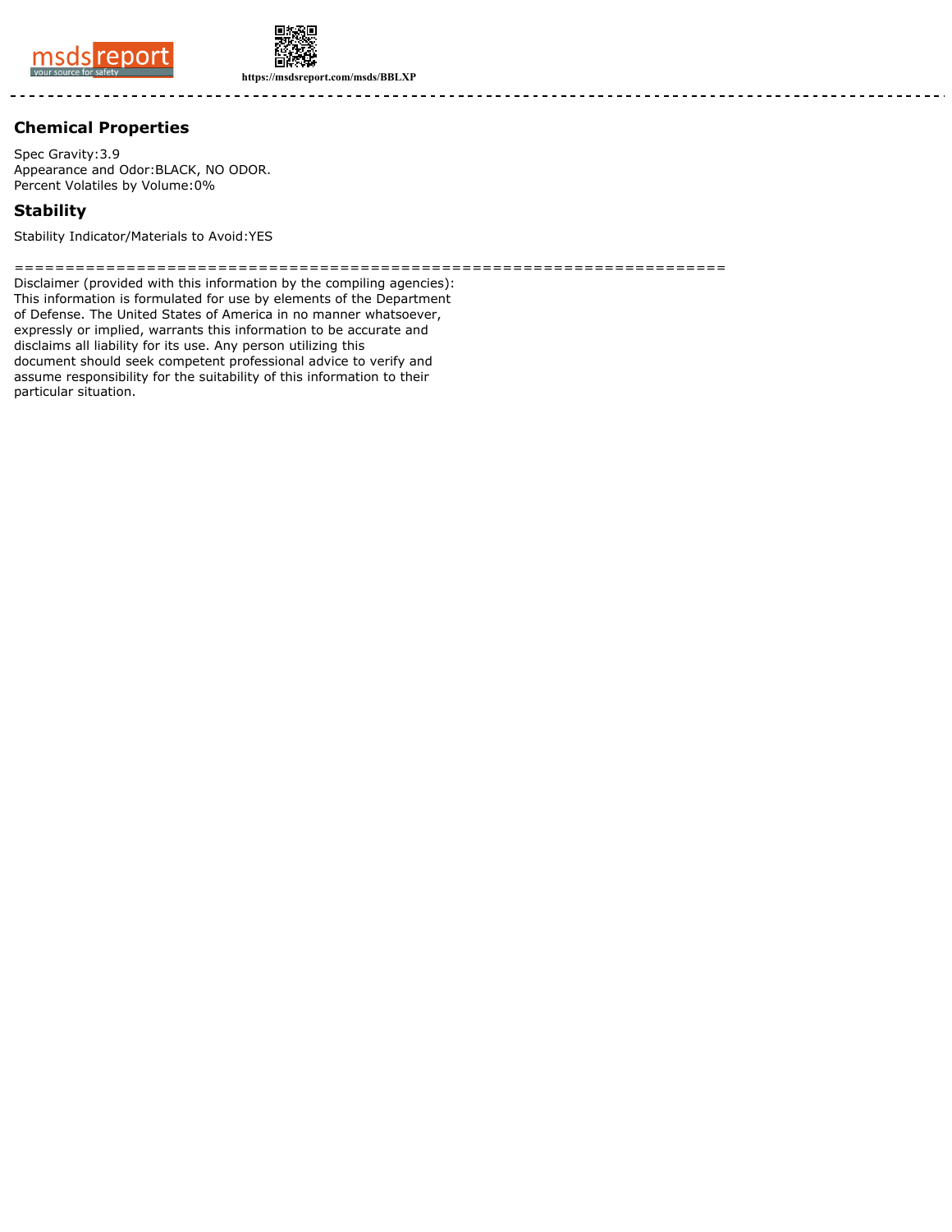## Chemical Properties

Spec Gravity:3.9
Appearance and Odor:BLACK, NO ODOR.
Percent Volatiles by Volume:0%

## Stability

Stability Indicator/Materials to Avoid:YES

=======================================================================
Disclaimer (provided with this information by the compiling agencies):
This information is formulated for use by elements of the Department
of Defense. The United States of America in no manner whatsoever,
expressly or implied, warrants this information to be accurate and
disclaims all liability for its use. Any person utilizing this
document should seek competent professional advice to verify and
assume responsibility for the suitability of this information to their
particular situation.